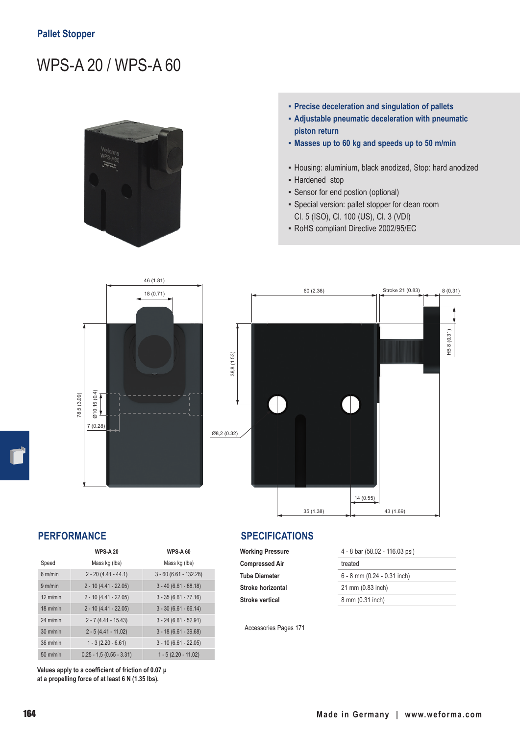**Pallet Stopper**

# WPS-A 20 / WPS-A 60

- **Precise deceleration and singulation of pallets**
- **Adjustable pneumatic deceleration with pneumatic piston return**
- **Masses up to 60 kg and speeds up to 50 m/min**

- Housing: aluminium, black anodized, Stop: hard anodized
- Hardened stop
- Sensor for end postion (optional)
- Special version: pallet stopper for clean room Cl. 5 (ISO), Cl. 100 (US), Cl. 3 (VDI)
- RoHS compliant Directive 2002/95/EC

## PERFORMANCE

| | WPS-A 20 | WPS-A 60 |
|---|---|---|
| Speed | Mass kg (lbs) | Mass kg (lbs) |
| 6 m/min | 2 - 20 (4.41 - 44.1) | 3 - 60 (6.61 - 132.28) |
| 9 m/min | 2 - 10 (4.41 - 22.05) | 3 - 40 (6.61 - 88.18) |
| 12 m/min | 2 - 10 (4.41 - 22.05) | 3 - 35 (6.61 - 77.16) |
| 18 m/min | 2 - 10 (4.41 - 22.05) | 3 - 30 (6.61 - 66.14) |
| 24 m/min | 2 - 7 (4.41 - 15.43) | 3 - 24 (6.61 - 52.91) |
| 30 m/min | 2 - 5 (4.41 - 11.02) | 3 - 18 (6.61 - 39.68) |
| 36 m/min | 1 - 3 (2.20 - 6.61) | 3 - 10 (6.61 - 22.05) |
| 50 m/min | 0,25 - 1,5 (0.55 - 3.31) | 1 - 5 (2.20 - 11.02) |

**Values apply to a coefficient of friction of 0.07 µ at a propelling force of at least 6 N (1.35 lbs).**

## SPECIFICATIONS

| | |
|---|---|
| **Working Pressure** | 4 - 8 bar (58.02 - 116.03 psi) |
| **Compressed Air** | treated |
| **Tube Diameter** | 6 - 8 mm (0.24 - 0.31 inch) |
| **Stroke horizontal** | 21 mm (0.83 inch) |
| **Stroke vertical** | 8 mm (0.31 inch) |

Accessories Pages 171

Made in Germany | www.weforma.com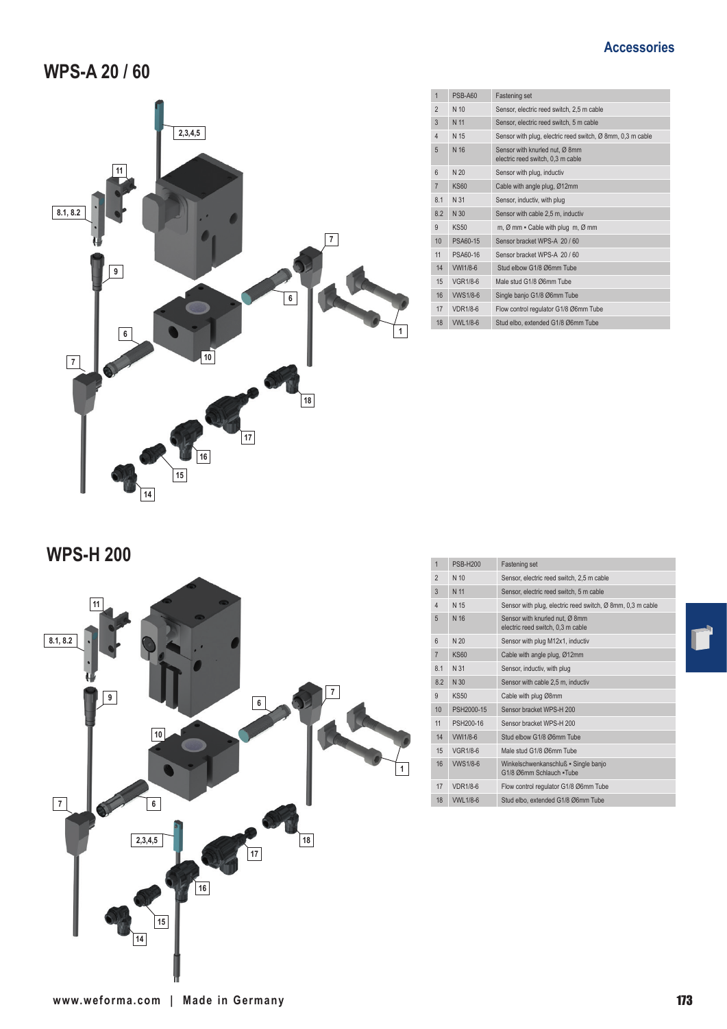Accessories

# WPS-A 20 / 60

2,3,4,5
11
8.1, 8.2
9
7
6
10
1
18
17
16
15
14

| | | |
|---|---|---|
| 1 | PSB-A60 | Fastening set |
| 2 | N 10 | Sensor, electric reed switch, 2,5 m cable |
| 3 | N 11 | Sensor, electric reed switch, 5 m cable |
| 4 | N 15 | Sensor with plug, electric reed switch, Ø 8mm, 0,3 m cable |
| 5 | N 16 | Sensor with knurled nut, Ø 8mm electric reed switch, 0,3 m cable |
| 6 | N 20 | Sensor with plug, inductiv |
| 7 | KS60 | Cable with angle plug, Ø12mm |
| 8.1 | N 31 | Sensor, inductiv, with plug |
| 8.2 | N 30 | Sensor with cable 2,5 m, inductiv |
| 9 | KS50 | m, Ø mm • Cable with plug m, Ø mm |
| 10 | PSA60-15 | Sensor bracket WPS-A 20 / 60 |
| 11 | PSA60-16 | Sensor bracket WPS-A 20 / 60 |
| 14 | VWI1/8-6 | Stud elbow G1/8 Ø6mm Tube |
| 15 | VGR1/8-6 | Male stud G1/8 Ø6mm Tube |
| 16 | VWS1/8-6 | Single banjo G1/8 Ø6mm Tube |
| 17 | VDR1/8-6 | Flow control regulator G1/8 Ø6mm Tube |
| 18 | VWL1/8-6 | Stud elbo, extended G1/8 Ø6mm Tube |

# WPS-H 200

11
8.1, 8.2
9
10
6
7
1
7
6
2,3,4,5
18
17
16
15
14

| | | |
|---|---|---|
| 1 | PSB-H200 | Fastening set |
| 2 | N 10 | Sensor, electric reed switch, 2,5 m cable |
| 3 | N 11 | Sensor, electric reed switch, 5 m cable |
| 4 | N 15 | Sensor with plug, electric reed switch, Ø 8mm, 0,3 m cable |
| 5 | N 16 | Sensor with knurled nut, Ø 8mm electric reed switch, 0,3 m cable |
| 6 | N 20 | Sensor with plug M12x1, inductiv |
| 7 | KS60 | Cable with angle plug, Ø12mm |
| 8.1 | N 31 | Sensor, inductiv, with plug |
| 8.2 | N 30 | Sensor with cable 2,5 m, inductiv |
| 9 | KS50 | Cable with plug Ø8mm |
| 10 | PSH2000-15 | Sensor bracket WPS-H 200 |
| 11 | PSH200-16 | Sensor bracket WPS-H 200 |
| 14 | VWI1/8-6 | Stud elbow G1/8 Ø6mm Tube |
| 15 | VGR1/8-6 | Male stud G1/8 Ø6mm Tube |
| 16 | VWS1/8-6 | Winkelschwenkanschluß • Single banjo G1/8 Ø6mm Schlauch •Tube |
| 17 | VDR1/8-6 | Flow control regulator G1/8 Ø6mm Tube |
| 18 | VWL1/8-6 | Stud elbo, extended G1/8 Ø6mm Tube |

www.weforma.com | Made in Germany